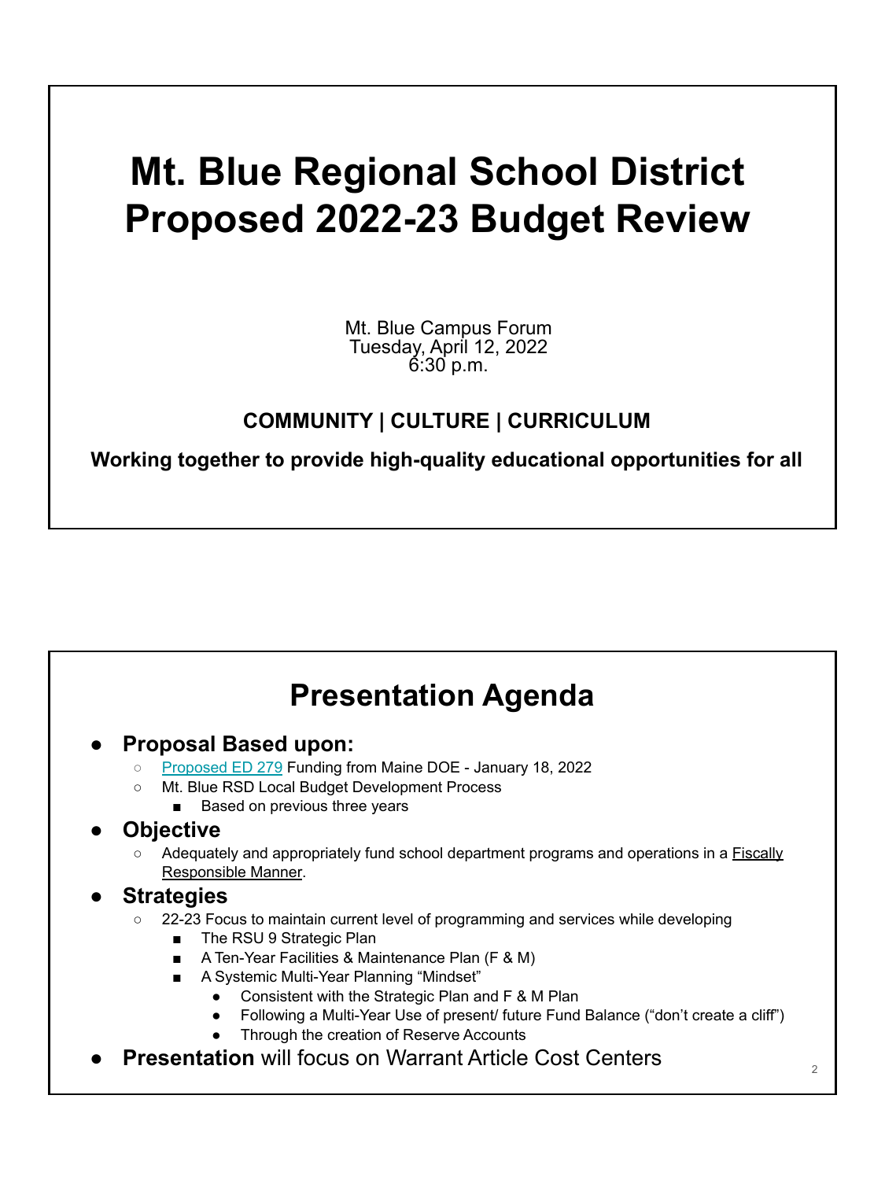# Mt. Blue Regional School District Proposed 2022-23 Budget Review

Mt. Blue Campus Forum
Tuesday, April 12, 2022
6:30 p.m.

**COMMUNITY | CULTURE | CURRICULUM**

**Working together to provide high-quality educational opportunities for all**

## Presentation Agenda

- **Proposal Based upon:**
  - Proposed ED 279 Funding from Maine DOE - January 18, 2022
  - Mt. Blue RSD Local Budget Development Process
    - Based on previous three years
- **Objective**
  - Adequately and appropriately fund school department programs and operations in a Fiscally Responsible Manner.
- **Strategies**
  - 22-23 Focus to maintain current level of programming and services while developing
    - The RSU 9 Strategic Plan
    - A Ten-Year Facilities & Maintenance Plan (F & M)
    - A Systemic Multi-Year Planning "Mindset"
      - Consistent with the Strategic Plan and F & M Plan
      - Following a Multi-Year Use of present/ future Fund Balance ("don't create a cliff")
      - Through the creation of Reserve Accounts
- **Presentation** will focus on Warrant Article Cost Centers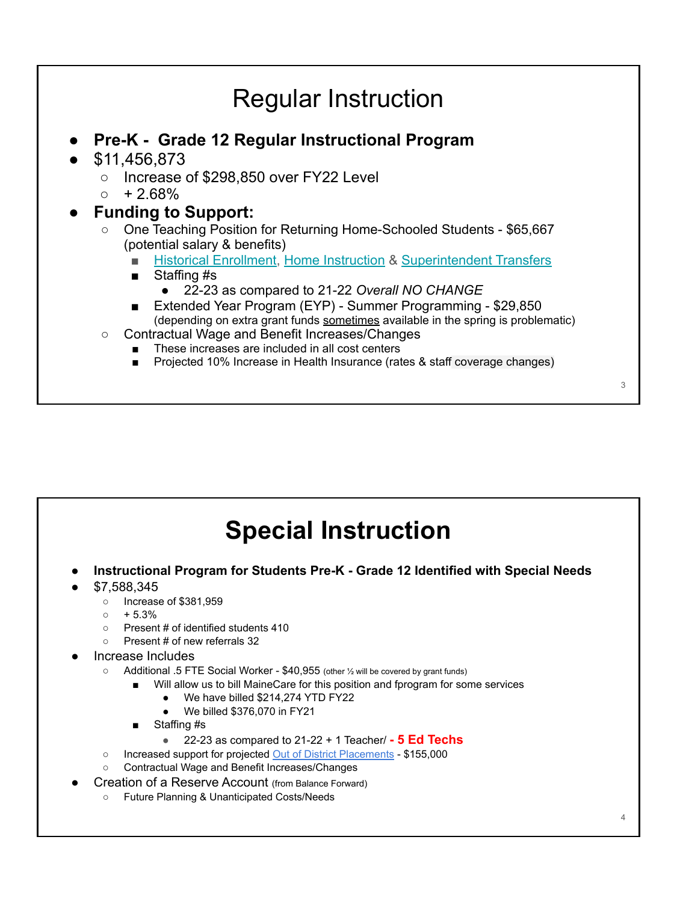# Regular Instruction

- **Pre-K - Grade 12 Regular Instructional Program**
- $11,456,873
  - Increase of $298,850 over FY22 Level
  - + 2.68%
- **Funding to Support:**
  - One Teaching Position for Returning Home-Schooled Students - $65,667 (potential salary & benefits)
    - Historical Enrollment, Home Instruction & Superintendent Transfers
    - Staffing #s
      - 22-23 as compared to 21-22 *Overall NO CHANGE*
    - Extended Year Program (EYP) - Summer Programming - $29,850 (depending on extra grant funds sometimes available in the spring is problematic)
  - Contractual Wage and Benefit Increases/Changes
    - These increases are included in all cost centers
    - Projected 10% Increase in Health Insurance (rates & staff coverage changes)

# Special Instruction

- **Instructional Program for Students Pre-K - Grade 12 Identified with Special Needs**
- $7,588,345
  - Increase of $381,959
  - + 5.3%
  - Present # of identified students 410
  - Present # of new referrals 32
- Increase Includes
  - Additional .5 FTE Social Worker - $40,955 (other ½ will be covered by grant funds)
    - Will allow us to bill MaineCare for this position and fprogram for some services
      - We have billed $214,274 YTD FY22
      - We billed $376,070 in FY21
    - Staffing #s
      - 22-23 as compared to 21-22 + 1 Teacher/ **- 5 Ed Techs**
  - Increased support for projected Out of District Placements - $155,000
  - Contractual Wage and Benefit Increases/Changes
- Creation of a Reserve Account (from Balance Forward)
  - Future Planning & Unanticipated Costs/Needs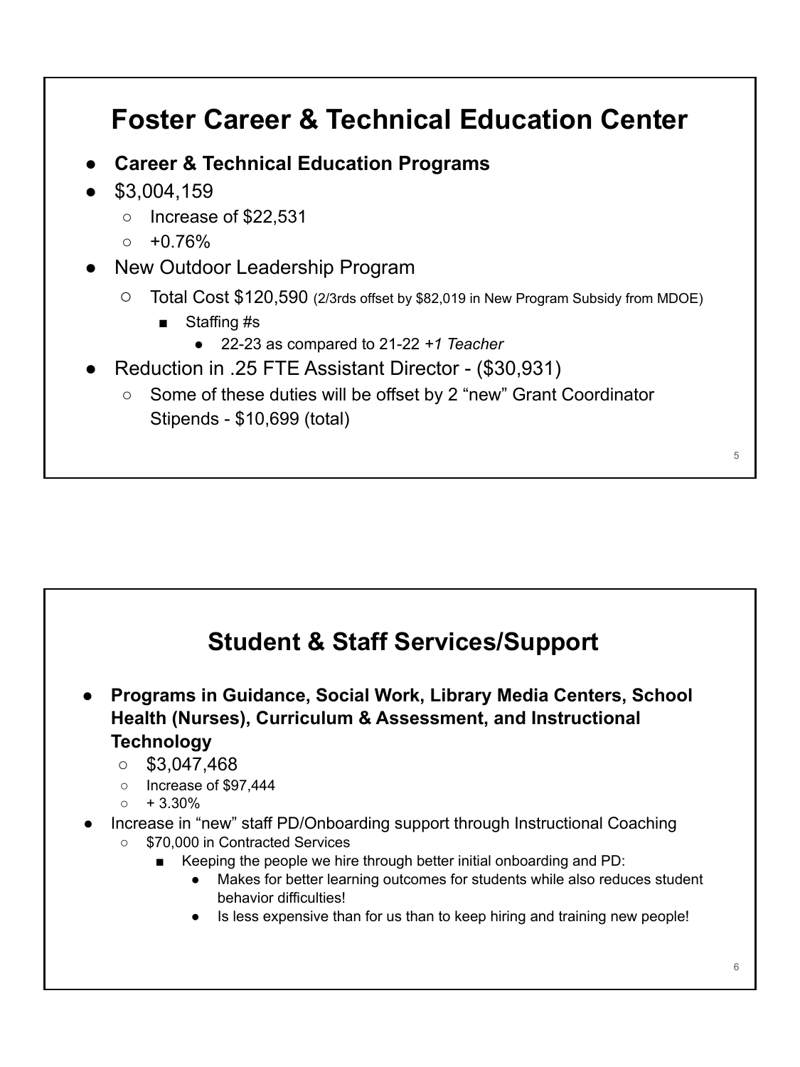# Foster Career & Technical Education Center

- **Career & Technical Education Programs**
- $3,004,159
  - Increase of $22,531
  - +0.76%
- New Outdoor Leadership Program
  - Total Cost $120,590 (2/3rds offset by $82,019 in New Program Subsidy from MDOE)
    - Staffing #s
      - 22-23 as compared to 21-22 *+1 Teacher*
- Reduction in .25 FTE Assistant Director - ($30,931)
  - Some of these duties will be offset by 2 "new" Grant Coordinator Stipends - $10,699 (total)

# Student & Staff Services/Support

- **Programs in Guidance, Social Work, Library Media Centers, School Health (Nurses), Curriculum & Assessment, and Instructional Technology**
  - $3,047,468
  - Increase of $97,444
  - + 3.30%
- Increase in "new" staff PD/Onboarding support through Instructional Coaching
  - $70,000 in Contracted Services
    - Keeping the people we hire through better initial onboarding and PD:
      - Makes for better learning outcomes for students while also reduces student behavior difficulties!
      - Is less expensive than for us than to keep hiring and training new people!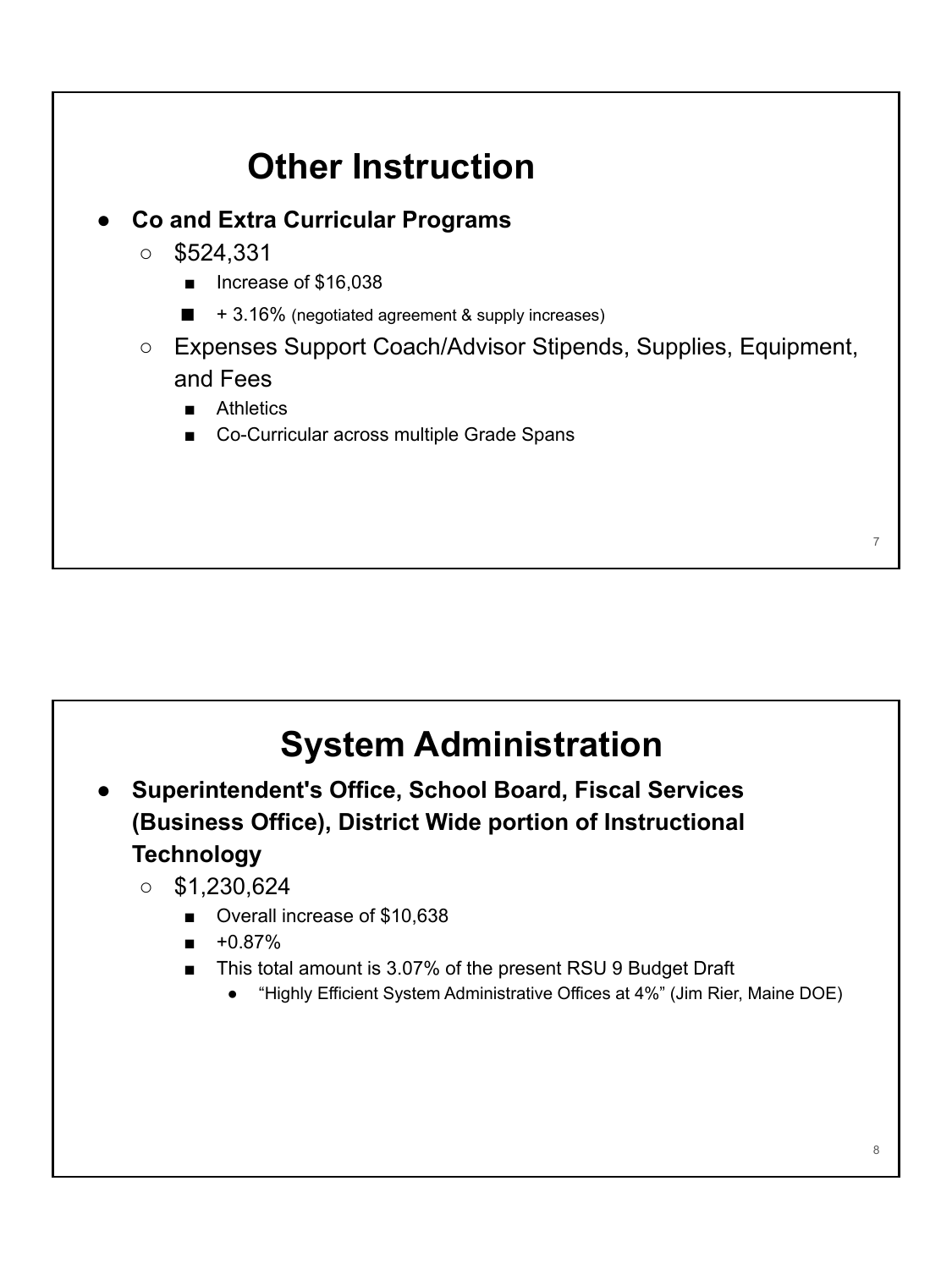# Other Instruction

- **Co and Extra Curricular Programs**
  - $524,331
    - Increase of $16,038
    - + 3.16% (negotiated agreement & supply increases)
  - Expenses Support Coach/Advisor Stipends, Supplies, Equipment, and Fees
    - Athletics
    - Co-Curricular across multiple Grade Spans

# System Administration

- **Superintendent's Office, School Board, Fiscal Services (Business Office), District Wide portion of Instructional Technology**
  - $1,230,624
    - Overall increase of $10,638
    - +0.87%
    - This total amount is 3.07% of the present RSU 9 Budget Draft
      - “Highly Efficient System Administrative Offices at 4%” (Jim Rier, Maine DOE)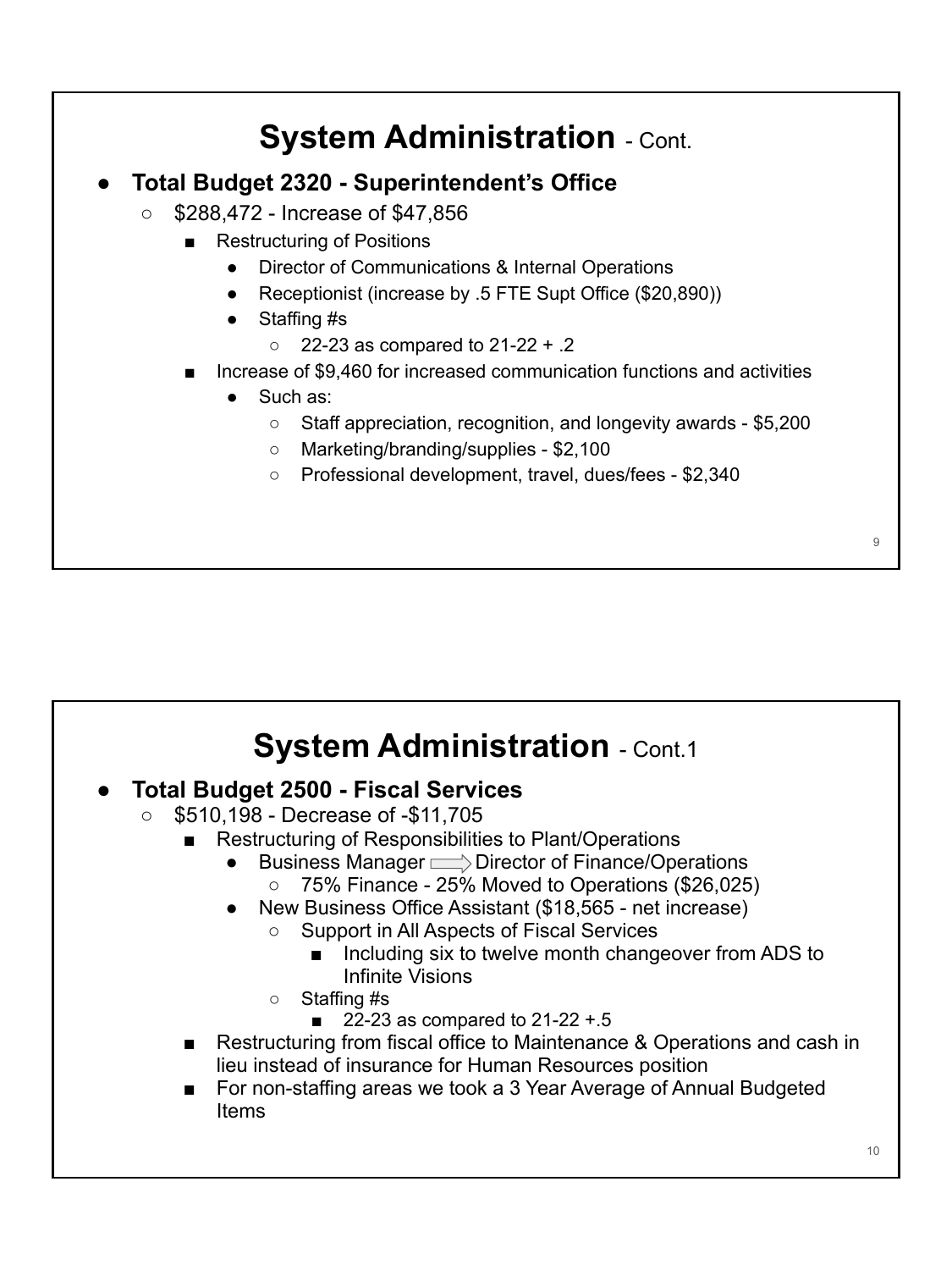# System Administration - Cont.

- **Total Budget 2320 - Superintendent's Office**
  - $288,472 - Increase of $47,856
    - Restructuring of Positions
      - Director of Communications & Internal Operations
      - Receptionist (increase by .5 FTE Supt Office ($20,890))
      - Staffing #s
        - 22-23 as compared to 21-22 + .2
    - Increase of $9,460 for increased communication functions and activities
      - Such as:
        - Staff appreciation, recognition, and longevity awards - $5,200
        - Marketing/branding/supplies - $2,100
        - Professional development, travel, dues/fees - $2,340

# System Administration - Cont.1

- **Total Budget 2500 - Fiscal Services**
  - $510,198 - Decrease of -$11,705
    - Restructuring of Responsibilities to Plant/Operations
      - Business Manager ⟹ Director of Finance/Operations
        - 75% Finance - 25% Moved to Operations ($26,025)
      - New Business Office Assistant ($18,565 - net increase)
        - Support in All Aspects of Fiscal Services
          - Including six to twelve month changeover from ADS to Infinite Visions
        - Staffing #s
          - 22-23 as compared to 21-22 +.5
    - Restructuring from fiscal office to Maintenance & Operations and cash in lieu instead of insurance for Human Resources position
    - For non-staffing areas we took a 3 Year Average of Annual Budgeted Items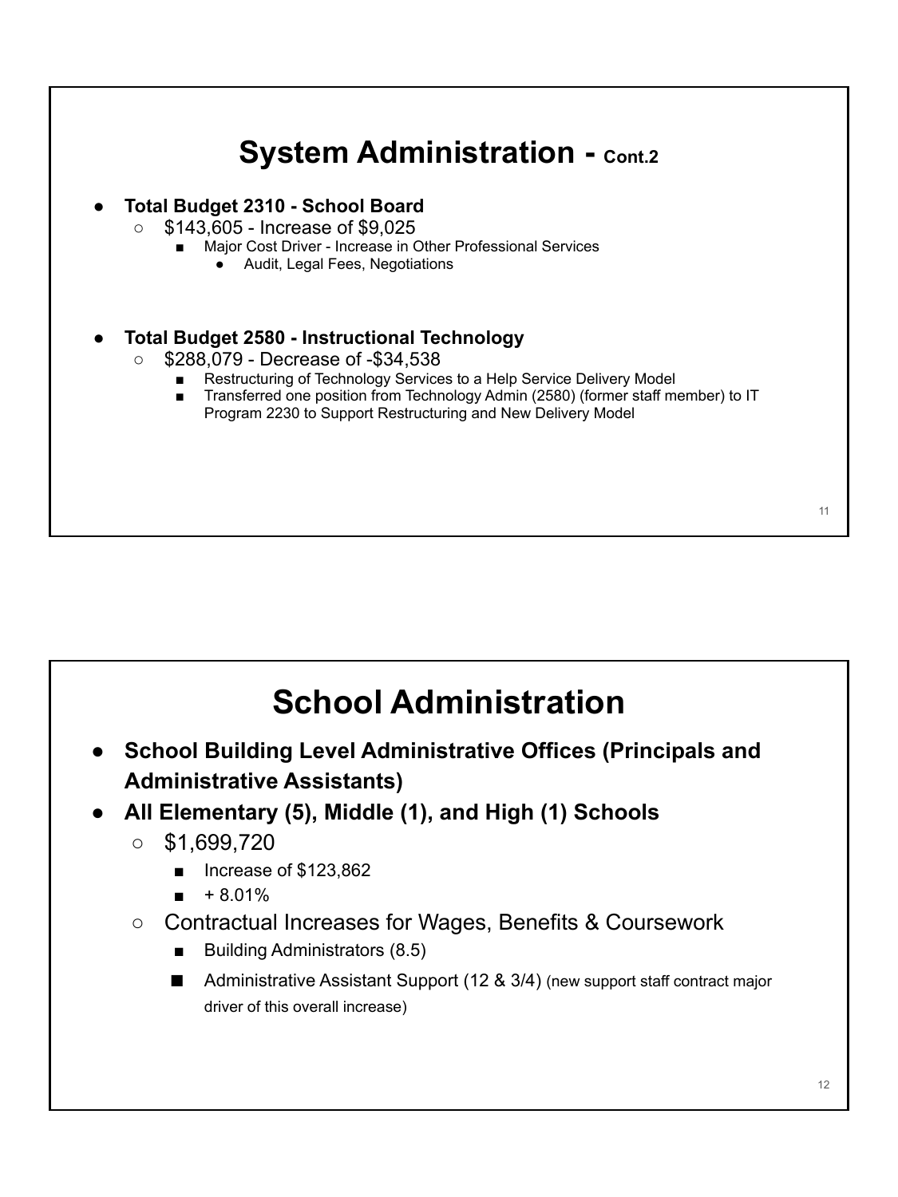# System Administration - Cont.2

- **Total Budget 2310 - School Board**
  - $143,605 - Increase of $9,025
    - Major Cost Driver - Increase in Other Professional Services
      - Audit, Legal Fees, Negotiations

- **Total Budget 2580 - Instructional Technology**
  - $288,079 - Decrease of -$34,538
    - Restructuring of Technology Services to a Help Service Delivery Model
    - Transferred one position from Technology Admin (2580) (former staff member) to IT Program 2230 to Support Restructuring and New Delivery Model

# School Administration

- **School Building Level Administrative Offices (Principals and Administrative Assistants)**
- **All Elementary (5), Middle (1), and High (1) Schools**
  - $1,699,720
    - Increase of $123,862
    - + 8.01%
  - Contractual Increases for Wages, Benefits & Coursework
    - Building Administrators (8.5)
    - Administrative Assistant Support (12 & 3/4) (new support staff contract major driver of this overall increase)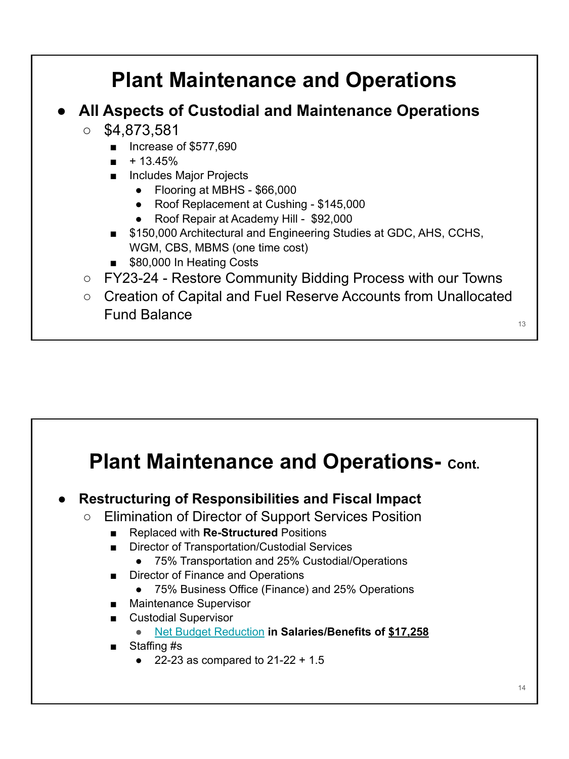# Plant Maintenance and Operations

- **All Aspects of Custodial and Maintenance Operations**
  - $4,873,581
    - Increase of $577,690
    - + 13.45%
    - Includes Major Projects
      - Flooring at MBHS - $66,000
      - Roof Replacement at Cushing - $145,000
      - Roof Repair at Academy Hill - $92,000
    - $150,000 Architectural and Engineering Studies at GDC, AHS, CCHS, WGM, CBS, MBMS (one time cost)
    - $80,000 In Heating Costs
  - FY23-24 - Restore Community Bidding Process with our Towns
  - Creation of Capital and Fuel Reserve Accounts from Unallocated Fund Balance

# Plant Maintenance and Operations- Cont.

- **Restructuring of Responsibilities and Fiscal Impact**
  - Elimination of Director of Support Services Position
    - Replaced with **Re-Structured** Positions
    - Director of Transportation/Custodial Services
      - 75% Transportation and 25% Custodial/Operations
    - Director of Finance and Operations
      - 75% Business Office (Finance) and 25% Operations
    - Maintenance Supervisor
    - Custodial Supervisor
      - Net Budget Reduction **in Salaries/Benefits of $17,258**
    - Staffing #s
      - 22-23 as compared to 21-22 + 1.5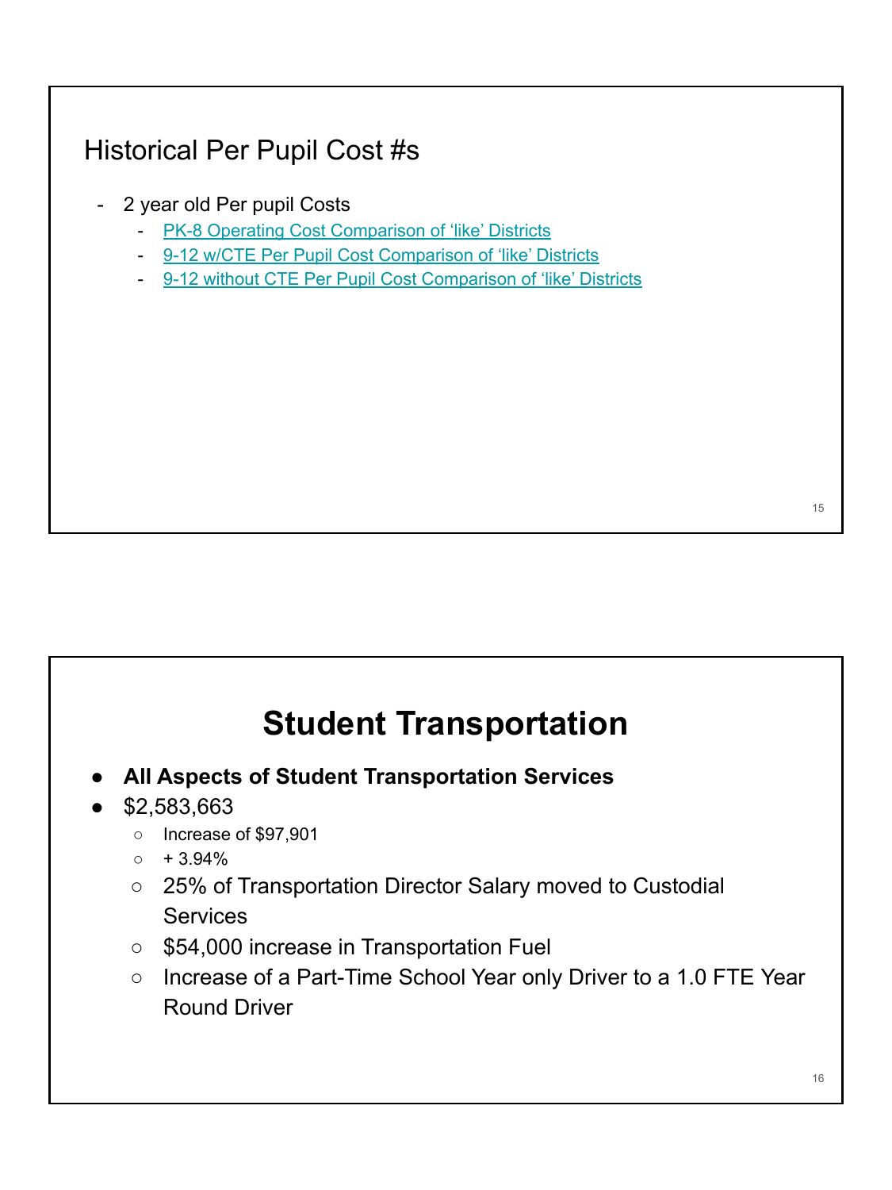## Historical Per Pupil Cost #s

- 2 year old Per pupil Costs
  - PK-8 Operating Cost Comparison of 'like' Districts
  - 9-12 w/CTE Per Pupil Cost Comparison of 'like' Districts
  - 9-12 without CTE Per Pupil Cost Comparison of 'like' Districts

# Student Transportation

- **All Aspects of Student Transportation Services**
- $2,583,663
  - Increase of $97,901
  - + 3.94%
  - 25% of Transportation Director Salary moved to Custodial Services
  - $54,000 increase in Transportation Fuel
  - Increase of a Part-Time School Year only Driver to a 1.0 FTE Year Round Driver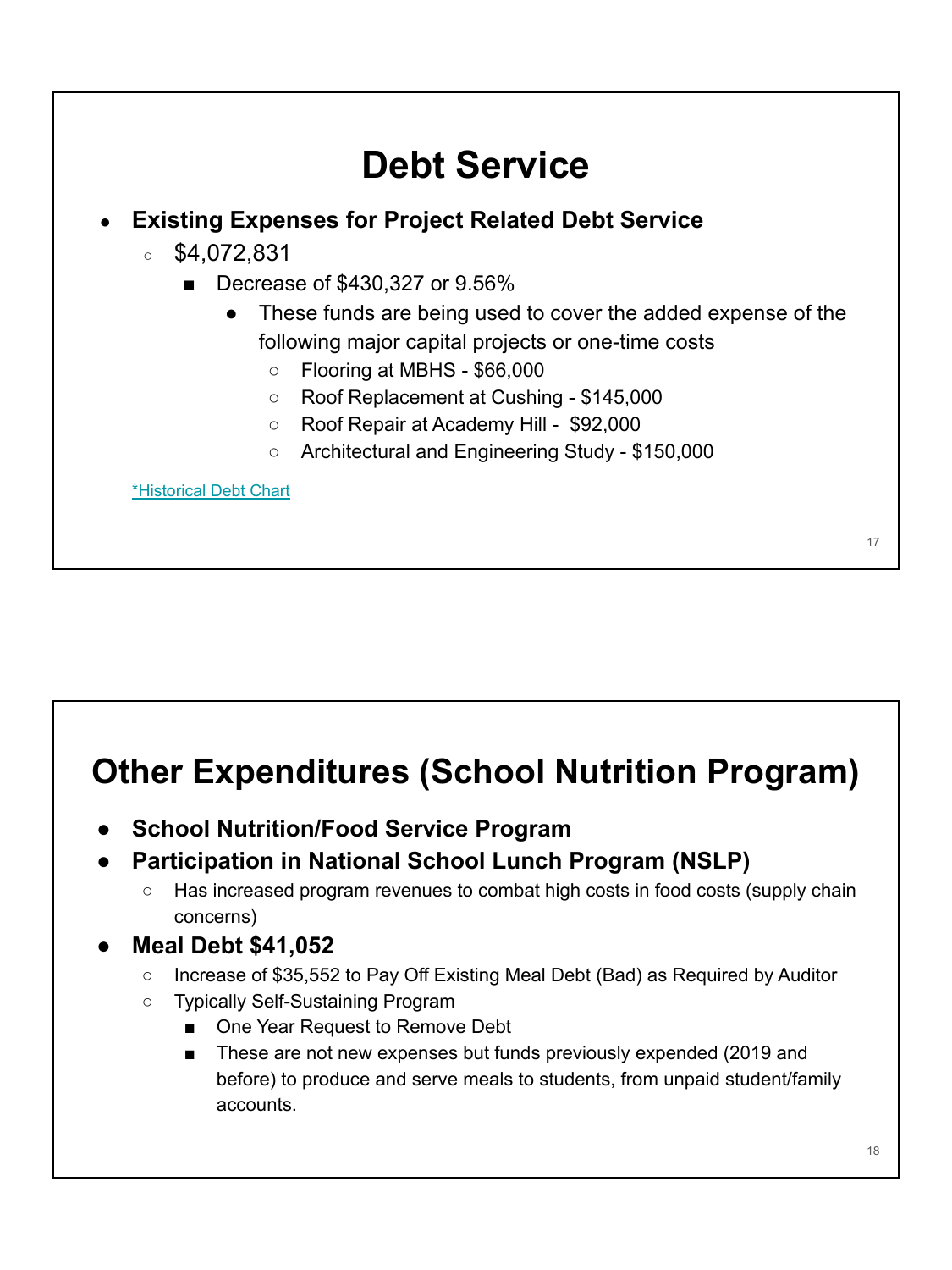# Debt Service

- **Existing Expenses for Project Related Debt Service**
  - $4,072,831
    - Decrease of $430,327 or 9.56%
      - These funds are being used to cover the added expense of the following major capital projects or one-time costs
        - Flooring at MBHS - $66,000
        - Roof Replacement at Cushing - $145,000
        - Roof Repair at Academy Hill - $92,000
        - Architectural and Engineering Study - $150,000

*Historical Debt Chart

# Other Expenditures (School Nutrition Program)

- **School Nutrition/Food Service Program**
- **Participation in National School Lunch Program (NSLP)**
  - Has increased program revenues to combat high costs in food costs (supply chain concerns)
- **Meal Debt $41,052**
  - Increase of $35,552 to Pay Off Existing Meal Debt (Bad) as Required by Auditor
  - Typically Self-Sustaining Program
    - One Year Request to Remove Debt
    - These are not new expenses but funds previously expended (2019 and before) to produce and serve meals to students, from unpaid student/family accounts.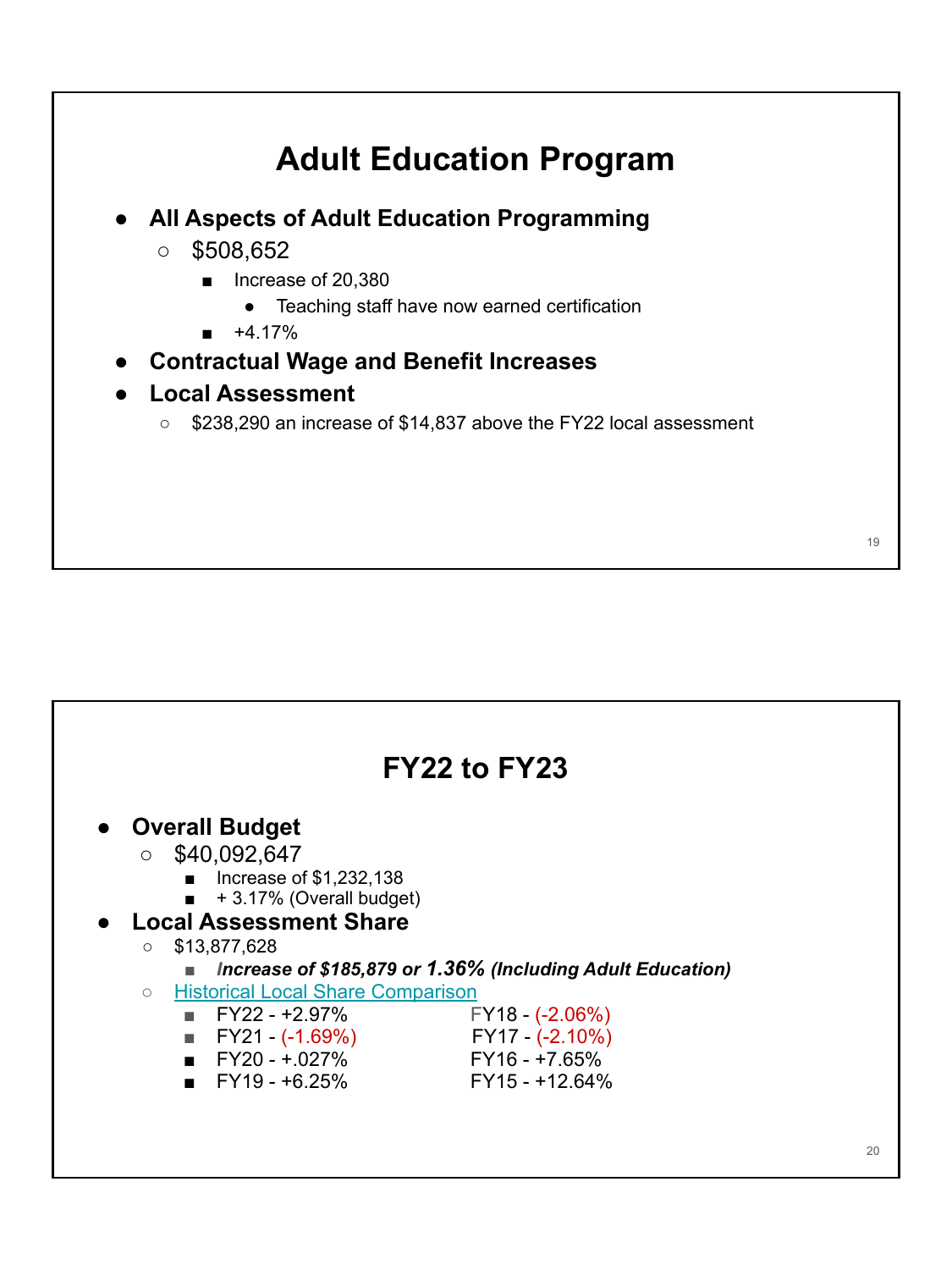# Adult Education Program

- **All Aspects of Adult Education Programming**
  - $508,652
    - Increase of 20,380
      - Teaching staff have now earned certification
    - +4.17%
- **Contractual Wage and Benefit Increases**
- **Local Assessment**
  - $238,290 an increase of $14,837 above the FY22 local assessment

# FY22 to FY23

- **Overall Budget**
  - $40,092,647
    - Increase of $1,232,138
    - + 3.17% (Overall budget)
- **Local Assessment Share**
  - $13,877,628
    - ***Increase of $185,879 or 1.36% (Including Adult Education)***
  - [Historical Local Share Comparison]
    - FY22 - +2.97%
    - FY21 - (-1.69%)
    - FY20 - +.027%
    - FY19 - +6.25%
    - FY18 - (-2.06%)
    - FY17 - (-2.10%)
    - FY16 - +7.65%
    - FY15 - +12.64%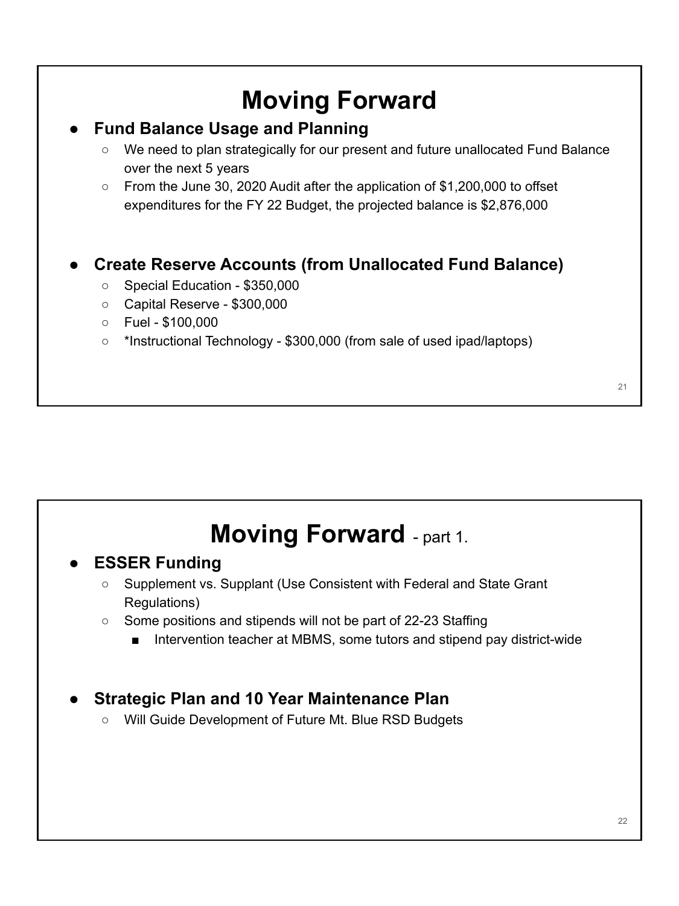# Moving Forward

- **Fund Balance Usage and Planning**
  - We need to plan strategically for our present and future unallocated Fund Balance over the next 5 years
  - From the June 30, 2020 Audit after the application of $1,200,000 to offset expenditures for the FY 22 Budget, the projected balance is $2,876,000

- **Create Reserve Accounts (from Unallocated Fund Balance)**
  - Special Education - $350,000
  - Capital Reserve - $300,000
  - Fuel - $100,000
  - *Instructional Technology - $300,000 (from sale of used ipad/laptops)

# Moving Forward - part 1.

- **ESSER Funding**
  - Supplement vs. Supplant (Use Consistent with Federal and State Grant Regulations)
  - Some positions and stipends will not be part of 22-23 Staffing
    - Intervention teacher at MBMS, some tutors and stipend pay district-wide

- **Strategic Plan and 10 Year Maintenance Plan**
  - Will Guide Development of Future Mt. Blue RSD Budgets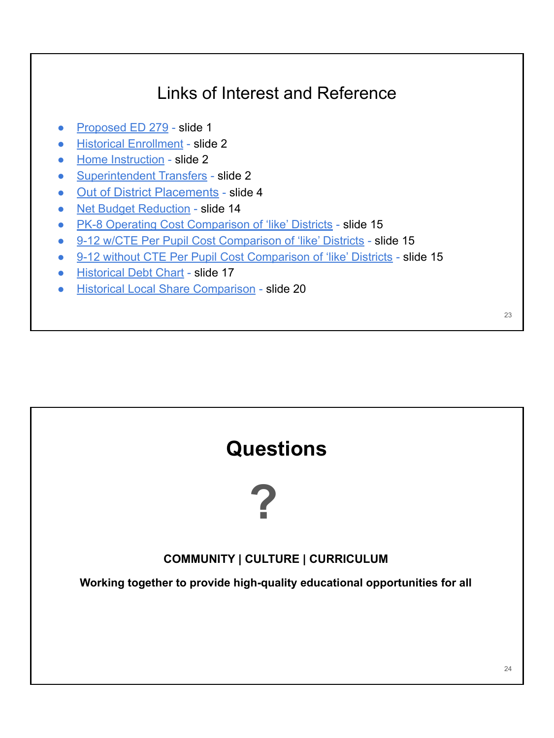## Links of Interest and Reference

- Proposed ED 279 - slide 1
- Historical Enrollment - slide 2
- Home Instruction - slide 2
- Superintendent Transfers - slide 2
- Out of District Placements - slide 4
- Net Budget Reduction - slide 14
- PK-8 Operating Cost Comparison of 'like' Districts - slide 15
- 9-12 w/CTE Per Pupil Cost Comparison of 'like' Districts - slide 15
- 9-12 without CTE Per Pupil Cost Comparison of 'like' Districts - slide 15
- Historical Debt Chart - slide 17
- Historical Local Share Comparison - slide 20

## Questions

?

**COMMUNITY | CULTURE | CURRICULUM**

**Working together to provide high-quality educational opportunities for all**